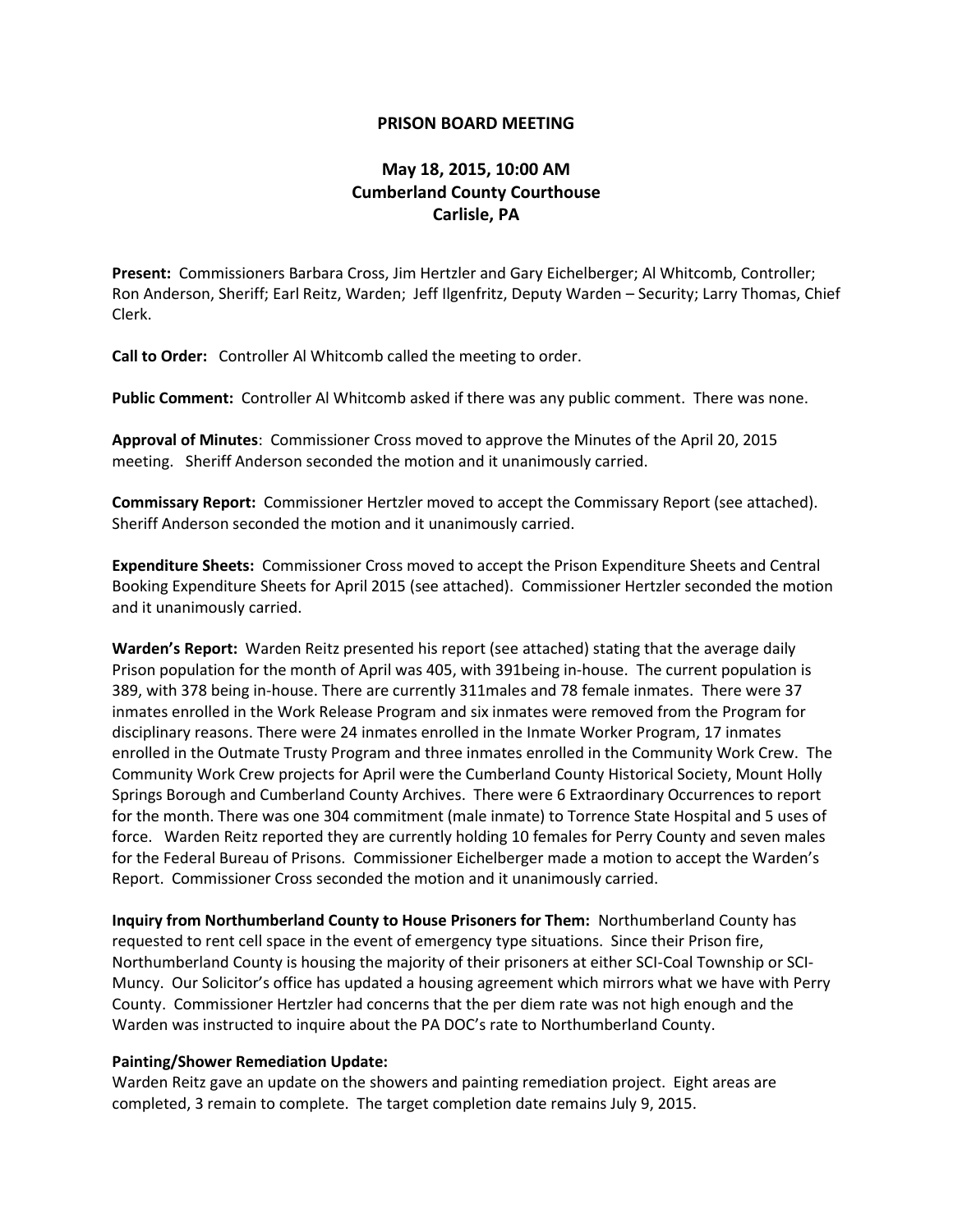**PRISON BOARD MEETING**

**May 18, 2015, 10:00 AM**
**Cumberland County Courthouse**
**Carlisle, PA**

**Present:** Commissioners Barbara Cross, Jim Hertzler and Gary Eichelberger; Al Whitcomb, Controller; Ron Anderson, Sheriff; Earl Reitz, Warden; Jeff Ilgenfritz, Deputy Warden – Security; Larry Thomas, Chief Clerk.

**Call to Order:** Controller Al Whitcomb called the meeting to order.

**Public Comment:** Controller Al Whitcomb asked if there was any public comment. There was none.

**Approval of Minutes**: Commissioner Cross moved to approve the Minutes of the April 20, 2015 meeting. Sheriff Anderson seconded the motion and it unanimously carried.

**Commissary Report:** Commissioner Hertzler moved to accept the Commissary Report (see attached). Sheriff Anderson seconded the motion and it unanimously carried.

**Expenditure Sheets:** Commissioner Cross moved to accept the Prison Expenditure Sheets and Central Booking Expenditure Sheets for April 2015 (see attached). Commissioner Hertzler seconded the motion and it unanimously carried.

**Warden's Report:** Warden Reitz presented his report (see attached) stating that the average daily Prison population for the month of April was 405, with 391being in-house. The current population is 389, with 378 being in-house. There are currently 311males and 78 female inmates. There were 37 inmates enrolled in the Work Release Program and six inmates were removed from the Program for disciplinary reasons. There were 24 inmates enrolled in the Inmate Worker Program, 17 inmates enrolled in the Outmate Trusty Program and three inmates enrolled in the Community Work Crew. The Community Work Crew projects for April were the Cumberland County Historical Society, Mount Holly Springs Borough and Cumberland County Archives. There were 6 Extraordinary Occurrences to report for the month. There was one 304 commitment (male inmate) to Torrence State Hospital and 5 uses of force. Warden Reitz reported they are currently holding 10 females for Perry County and seven males for the Federal Bureau of Prisons. Commissioner Eichelberger made a motion to accept the Warden's Report. Commissioner Cross seconded the motion and it unanimously carried.

**Inquiry from Northumberland County to House Prisoners for Them:** Northumberland County has requested to rent cell space in the event of emergency type situations. Since their Prison fire, Northumberland County is housing the majority of their prisoners at either SCI-Coal Township or SCI-Muncy. Our Solicitor's office has updated a housing agreement which mirrors what we have with Perry County. Commissioner Hertzler had concerns that the per diem rate was not high enough and the Warden was instructed to inquire about the PA DOC's rate to Northumberland County.

**Painting/Shower Remediation Update:**
Warden Reitz gave an update on the showers and painting remediation project. Eight areas are completed, 3 remain to complete. The target completion date remains July 9, 2015.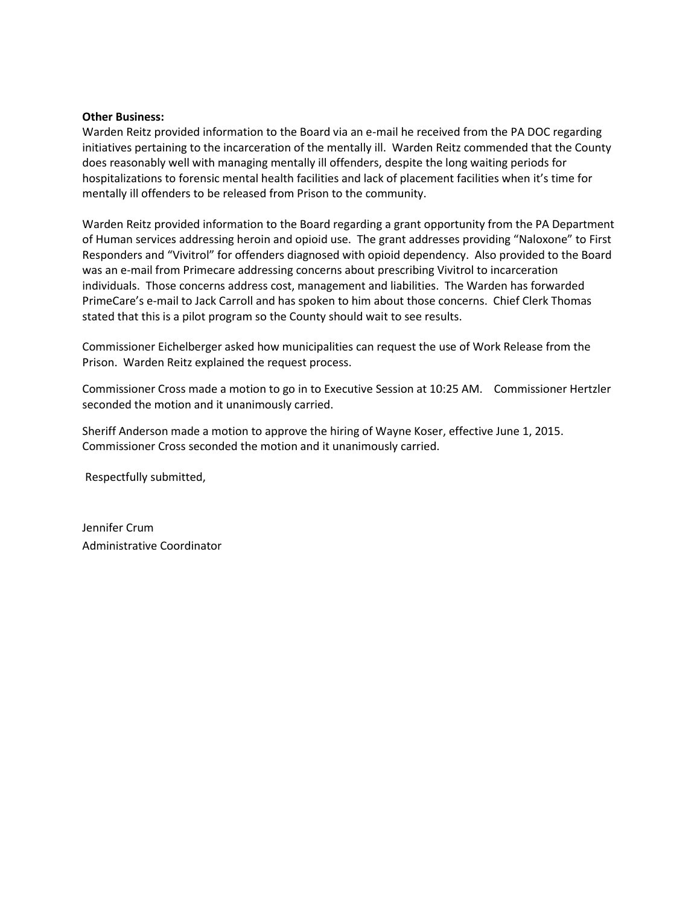**Other Business:**
Warden Reitz provided information to the Board via an e-mail he received from the PA DOC regarding initiatives pertaining to the incarceration of the mentally ill. Warden Reitz commended that the County does reasonably well with managing mentally ill offenders, despite the long waiting periods for hospitalizations to forensic mental health facilities and lack of placement facilities when it's time for mentally ill offenders to be released from Prison to the community.

Warden Reitz provided information to the Board regarding a grant opportunity from the PA Department of Human services addressing heroin and opioid use. The grant addresses providing "Naloxone" to First Responders and "Vivitrol" for offenders diagnosed with opioid dependency. Also provided to the Board was an e-mail from Primecare addressing concerns about prescribing Vivitrol to incarceration individuals. Those concerns address cost, management and liabilities. The Warden has forwarded PrimeCare's e-mail to Jack Carroll and has spoken to him about those concerns. Chief Clerk Thomas stated that this is a pilot program so the County should wait to see results.

Commissioner Eichelberger asked how municipalities can request the use of Work Release from the Prison. Warden Reitz explained the request process.

Commissioner Cross made a motion to go in to Executive Session at 10:25 AM. Commissioner Hertzler seconded the motion and it unanimously carried.

Sheriff Anderson made a motion to approve the hiring of Wayne Koser, effective June 1, 2015. Commissioner Cross seconded the motion and it unanimously carried.

Respectfully submitted,

Jennifer Crum
Administrative Coordinator